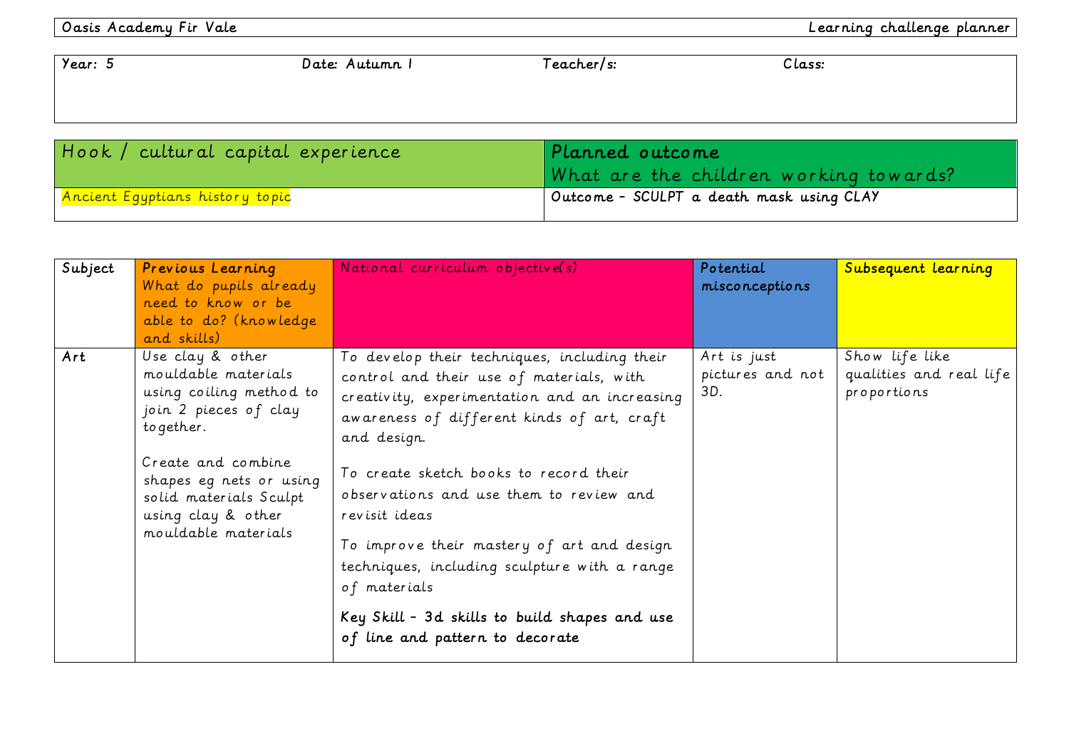Oasis Academy Fir Vale — Learning challenge planner

| Year: 5 | Date: Autumn 1 | Teacher/s: | Class: |
|---|---|---|---|

| Hook / cultural capital experience | Planned outcome<br>What are the children working towards? |
|---|---|
| Ancient Egyptians history topic | Outcome – SCULPT a death mask using CLAY |

| Subject | Previous Learning<br>What do pupils already need to know or be able to do? (knowledge and skills) | National curriculum objective(s) | Potential misconceptions | Subsequent learning |
|---|---|---|---|---|
| Art | Use clay & other mouldable materials using coiling method to join 2 pieces of clay together.<br><br>Create and combine shapes eg nets or using solid materials Sculpt using clay & other mouldable materials | To develop their techniques, including their control and their use of materials, with creativity, experimentation and an increasing awareness of different kinds of art, craft and design.<br><br>To create sketch books to record their observations and use them to review and revisit ideas<br><br>To improve their mastery of art and design techniques, including sculpture with a range of materials<br><br>**Key Skill – 3d skills to build shapes and use of line and pattern to decorate** | Art is just pictures and not 3D. | Show life like qualities and real life proportions |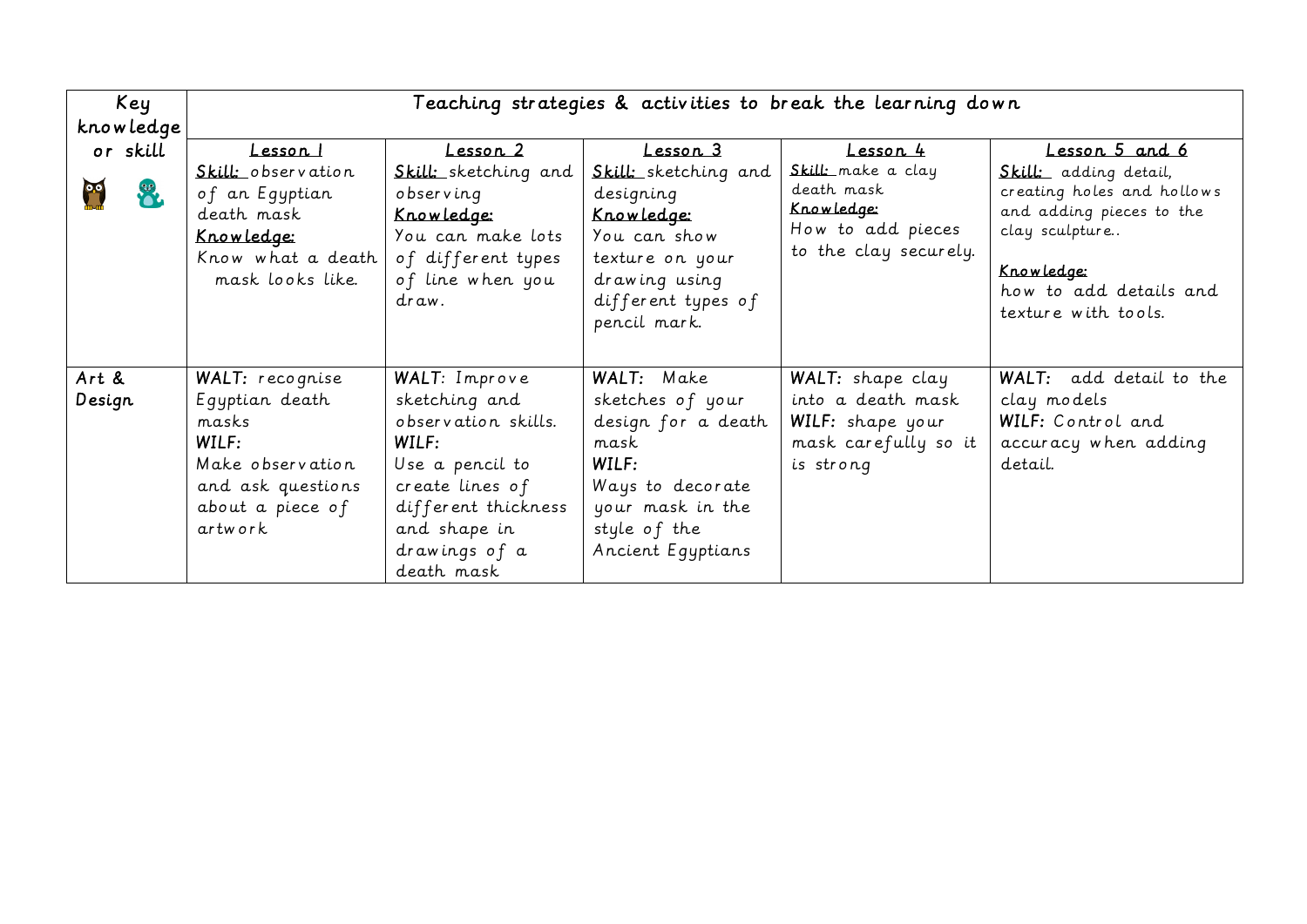| Key knowledge or skill | Teaching strategies & activities to break the learning down | | | | |
|---|---|---|---|---|---|
| | **Lesson 1**<br>**Skill:** observation of an Egyptian death mask<br>**Knowledge:**<br>Know what a death mask looks like. | **Lesson 2**<br>**Skill:** sketching and observing<br>**Knowledge:**<br>You can make lots of different types of line when you draw. | **Lesson 3**<br>**Skill:** sketching and designing<br>**Knowledge:**<br>You can show texture on your drawing using different types of pencil mark. | **Lesson 4**<br>**Skill:** make a clay death mask<br>**Knowledge:**<br>How to add pieces to the clay securely. | **Lesson 5 and 6**<br>**Skill:** adding detail, creating holes and hollows and adding pieces to the clay sculpture..<br>**Knowledge:**<br>how to add details and texture with tools. |
| Art & Design | **WALT:** recognise Egyptian death masks<br>**WILF:**<br>Make observation and ask questions about a piece of artwork | **WALT**: Improve sketching and observation skills.<br>**WILF:**<br>Use a pencil to create lines of different thickness and shape in drawings of a death mask | **WALT:** Make sketches of your design for a death mask<br>**WILF:**<br>Ways to decorate your mask in the style of the Ancient Egyptians | **WALT:** shape clay into a death mask<br>**WILF:** shape your mask carefully so it is strong | **WALT:** add detail to the clay models<br>**WILF:** Control and accuracy when adding detail. |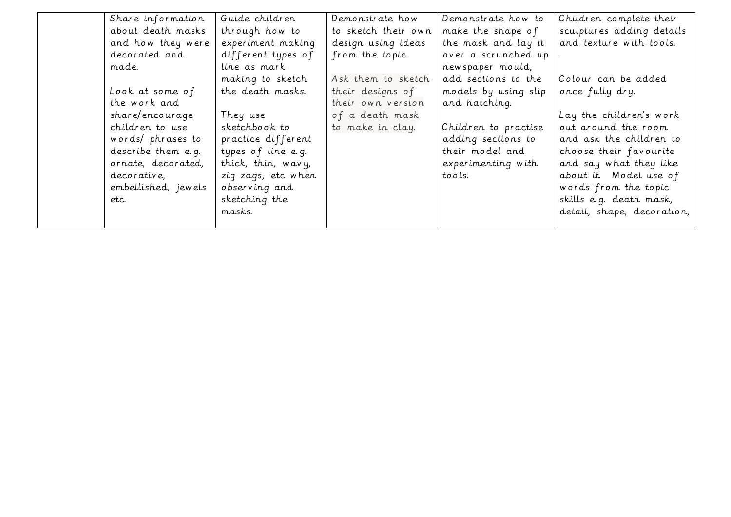| | | | | | |
|---|---|---|---|---|---|
| | Share information about death masks and how they were decorated and made.<br><br>Look at some of the work and share/encourage children to use words/ phrases to describe them e.g. ornate, decorated, decorative, embellished, jewels etc. | Guide children through how to experiment making different types of line as mark making to sketch the death masks.<br><br>They use sketchbook to practice different types of line e.g. thick, thin, wavy, zig zags, etc when observing and sketching the masks. | Demonstrate how to sketch their own design using ideas from the topic.<br><br>Ask them to sketch their designs of their own version of a death mask to make in clay. | Demonstrate how to make the shape of the mask and lay it over a scrunched up newspaper mould, add sections to the models by using slip and hatching.<br><br>Children to practise adding sections to their model and experimenting with tools. | Children complete their sculptures adding details and texture with tools.<br>.<br><br>Colour can be added once fully dry.<br><br>Lay the children's work out around the room and ask the children to choose their favourite and say what they like about it. Model use of words from the topic skills e.g. death mask, detail, shape, decoration, |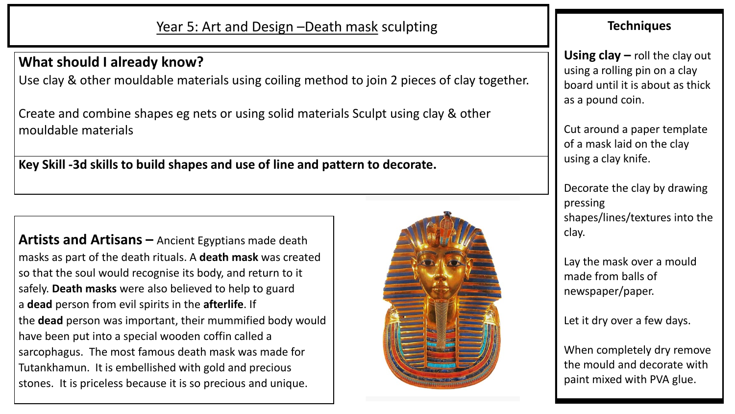# Year 5: Art and Design –Death mask sculpting

## What should I already know?

Use clay & other mouldable materials using coiling method to join 2 pieces of clay together.

Create and combine shapes eg nets or using solid materials Sculpt using clay & other mouldable materials

**Key Skill -3d skills to build shapes and use of line and pattern to decorate.**

**Artists and Artisans –** Ancient Egyptians made death masks as part of the death rituals. A **death mask** was created so that the soul would recognise its body, and return to it safely. **Death masks** were also believed to help to guard a **dead** person from evil spirits in the **afterlife**. If the **dead** person was important, their mummified body would have been put into a special wooden coffin called a sarcophagus. The most famous death mask was made for Tutankhamun. It is embellished with gold and precious stones. It is priceless because it is so precious and unique.

## Techniques

**Using clay –** roll the clay out using a rolling pin on a clay board until it is about as thick as a pound coin.

Cut around a paper template of a mask laid on the clay using a clay knife.

Decorate the clay by drawing pressing shapes/lines/textures into the clay.

Lay the mask over a mould made from balls of newspaper/paper.

Let it dry over a few days.

When completely dry remove the mould and decorate with paint mixed with PVA glue.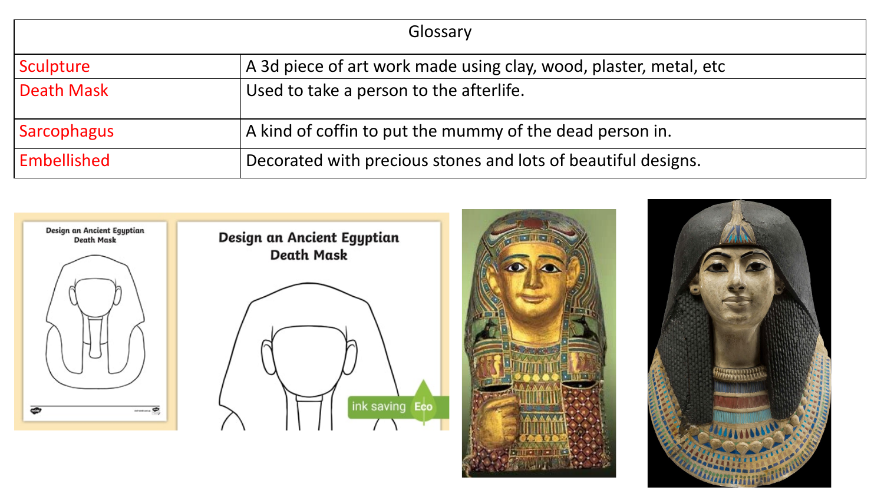| Glossary | |
|---|---|
| Sculpture | A 3d piece of art work made using clay, wood, plaster, metal, etc |
| Death Mask | Used to take a person to the afterlife. |
| Sarcophagus | A kind of coffin to put the mummy of the dead person in. |
| Embellished | Decorated with precious stones and lots of beautiful designs. |